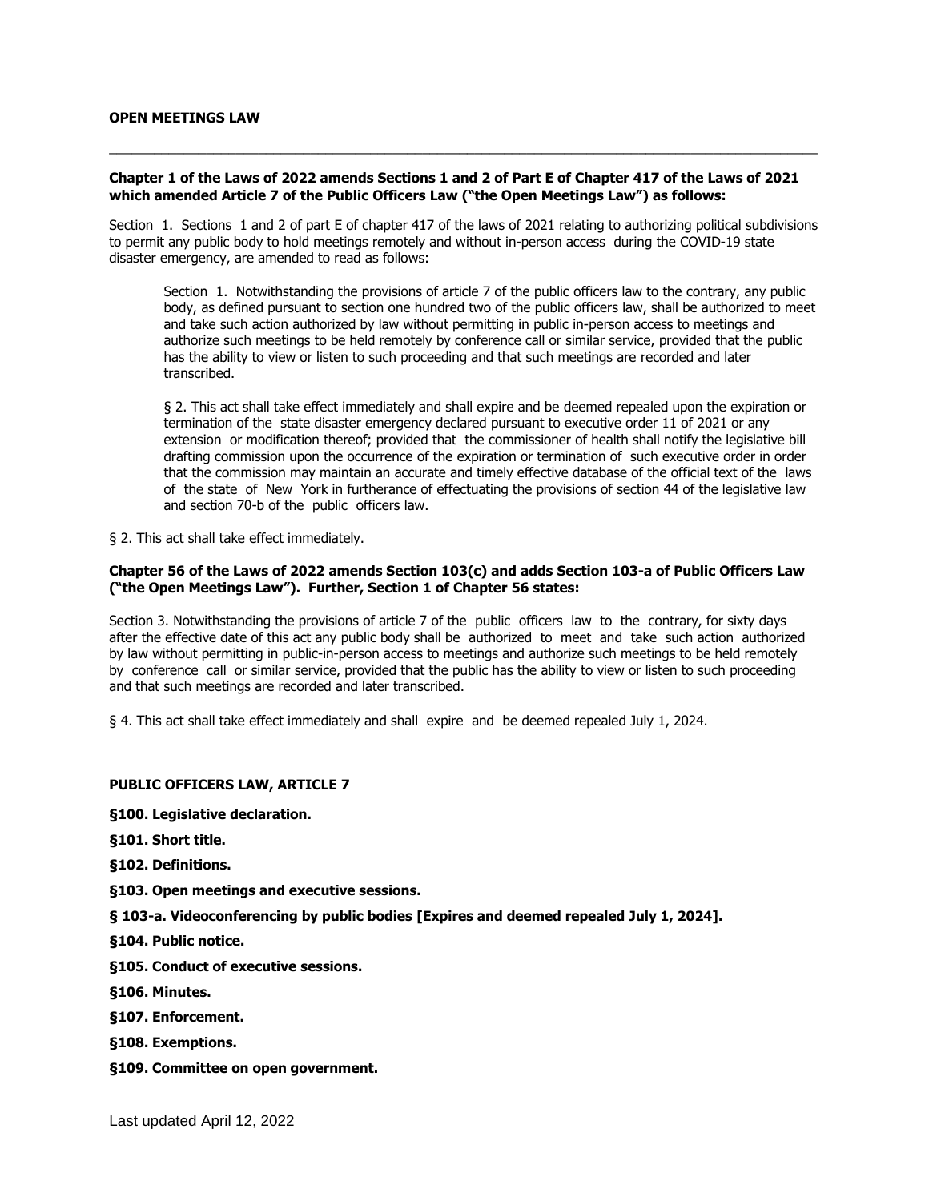**OPEN MEETINGS LAW**

---

**Chapter 1 of the Laws of 2022 amends Sections 1 and 2 of Part E of Chapter 417 of the Laws of 2021 which amended Article 7 of the Public Officers Law ("the Open Meetings Law") as follows:**

Section 1. Sections 1 and 2 of part E of chapter 417 of the laws of 2021 relating to authorizing political subdivisions to permit any public body to hold meetings remotely and without in-person access during the COVID-19 state disaster emergency, are amended to read as follows:

> Section 1. Notwithstanding the provisions of article 7 of the public officers law to the contrary, any public body, as defined pursuant to section one hundred two of the public officers law, shall be authorized to meet and take such action authorized by law without permitting in public in-person access to meetings and authorize such meetings to be held remotely by conference call or similar service, provided that the public has the ability to view or listen to such proceeding and that such meetings are recorded and later transcribed.
>
> § 2. This act shall take effect immediately and shall expire and be deemed repealed upon the expiration or termination of the state disaster emergency declared pursuant to executive order 11 of 2021 or any extension or modification thereof; provided that the commissioner of health shall notify the legislative bill drafting commission upon the occurrence of the expiration or termination of such executive order in order that the commission may maintain an accurate and timely effective database of the official text of the laws of the state of New York in furtherance of effectuating the provisions of section 44 of the legislative law and section 70-b of the public officers law.

§ 2. This act shall take effect immediately.

**Chapter 56 of the Laws of 2022 amends Section 103(c) and adds Section 103-a of Public Officers Law ("the Open Meetings Law"). Further, Section 1 of Chapter 56 states:**

Section 3. Notwithstanding the provisions of article 7 of the public officers law to the contrary, for sixty days after the effective date of this act any public body shall be authorized to meet and take such action authorized by law without permitting in public-in-person access to meetings and authorize such meetings to be held remotely by conference call or similar service, provided that the public has the ability to view or listen to such proceeding and that such meetings are recorded and later transcribed.

§ 4. This act shall take effect immediately and shall expire and be deemed repealed July 1, 2024.

**PUBLIC OFFICERS LAW, ARTICLE 7**

**§100. Legislative declaration.**

**§101. Short title.**

**§102. Definitions.**

**§103. Open meetings and executive sessions.**

**§ 103-a. Videoconferencing by public bodies [Expires and deemed repealed July 1, 2024].**

**§104. Public notice.**

**§105. Conduct of executive sessions.**

**§106. Minutes.**

**§107. Enforcement.**

**§108. Exemptions.**

**§109. Committee on open government.**

Last updated April 12, 2022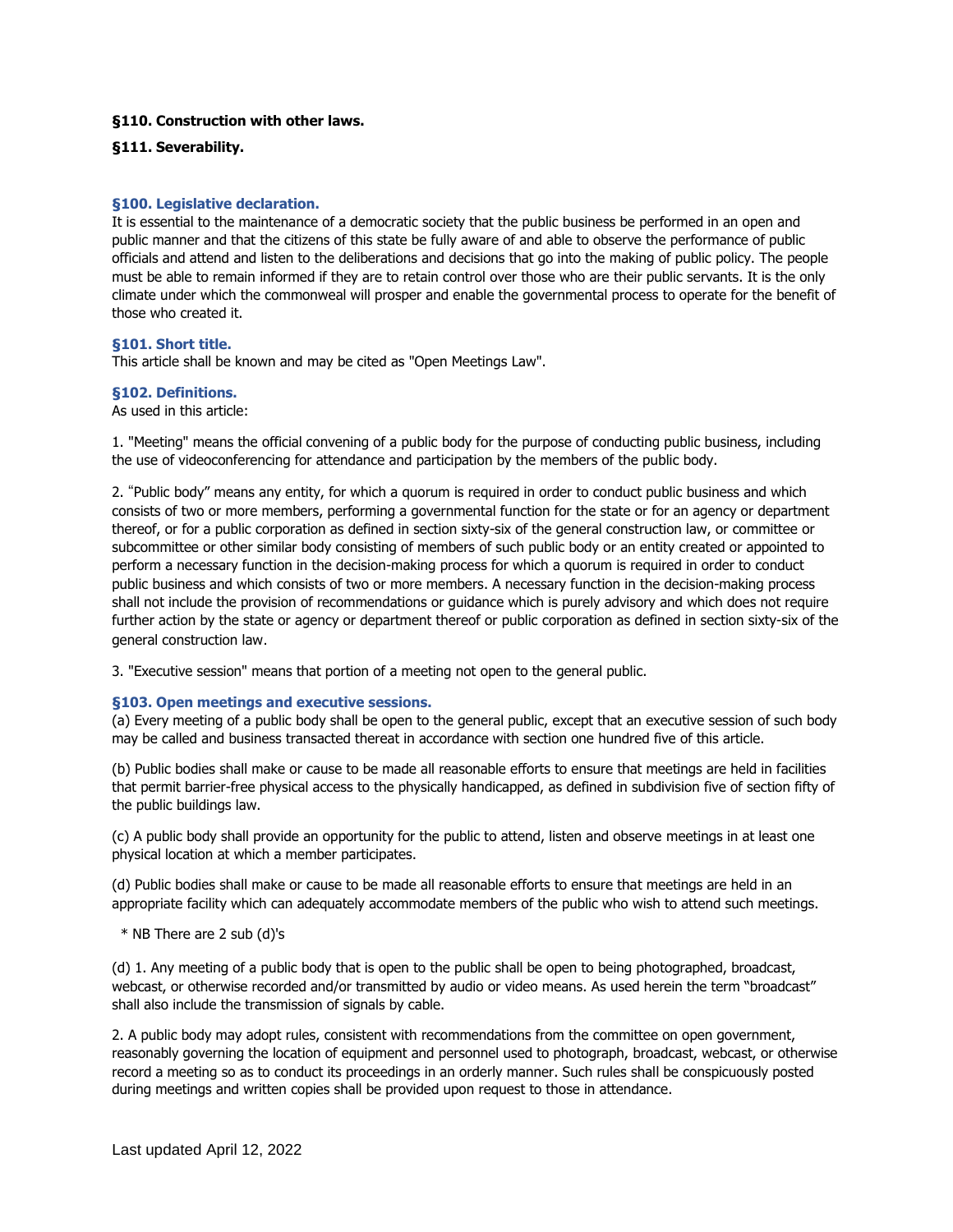**§110. Construction with other laws.**

**§111. Severability.**

### §100. Legislative declaration.

It is essential to the maintenance of a democratic society that the public business be performed in an open and public manner and that the citizens of this state be fully aware of and able to observe the performance of public officials and attend and listen to the deliberations and decisions that go into the making of public policy. The people must be able to remain informed if they are to retain control over those who are their public servants. It is the only climate under which the commonweal will prosper and enable the governmental process to operate for the benefit of those who created it.

### §101. Short title.

This article shall be known and may be cited as "Open Meetings Law".

### §102. Definitions.

As used in this article:

1. "Meeting" means the official convening of a public body for the purpose of conducting public business, including the use of videoconferencing for attendance and participation by the members of the public body.

2. "Public body" means any entity, for which a quorum is required in order to conduct public business and which consists of two or more members, performing a governmental function for the state or for an agency or department thereof, or for a public corporation as defined in section sixty-six of the general construction law, or committee or subcommittee or other similar body consisting of members of such public body or an entity created or appointed to perform a necessary function in the decision-making process for which a quorum is required in order to conduct public business and which consists of two or more members. A necessary function in the decision-making process shall not include the provision of recommendations or guidance which is purely advisory and which does not require further action by the state or agency or department thereof or public corporation as defined in section sixty-six of the general construction law.

3. "Executive session" means that portion of a meeting not open to the general public.

### §103. Open meetings and executive sessions.

(a) Every meeting of a public body shall be open to the general public, except that an executive session of such body may be called and business transacted thereat in accordance with section one hundred five of this article.

(b) Public bodies shall make or cause to be made all reasonable efforts to ensure that meetings are held in facilities that permit barrier-free physical access to the physically handicapped, as defined in subdivision five of section fifty of the public buildings law.

(c) A public body shall provide an opportunity for the public to attend, listen and observe meetings in at least one physical location at which a member participates.

(d) Public bodies shall make or cause to be made all reasonable efforts to ensure that meetings are held in an appropriate facility which can adequately accommodate members of the public who wish to attend such meetings.

* NB There are 2 sub (d)'s

(d) 1. Any meeting of a public body that is open to the public shall be open to being photographed, broadcast, webcast, or otherwise recorded and/or transmitted by audio or video means. As used herein the term "broadcast" shall also include the transmission of signals by cable.

2. A public body may adopt rules, consistent with recommendations from the committee on open government, reasonably governing the location of equipment and personnel used to photograph, broadcast, webcast, or otherwise record a meeting so as to conduct its proceedings in an orderly manner. Such rules shall be conspicuously posted during meetings and written copies shall be provided upon request to those in attendance.

Last updated April 12, 2022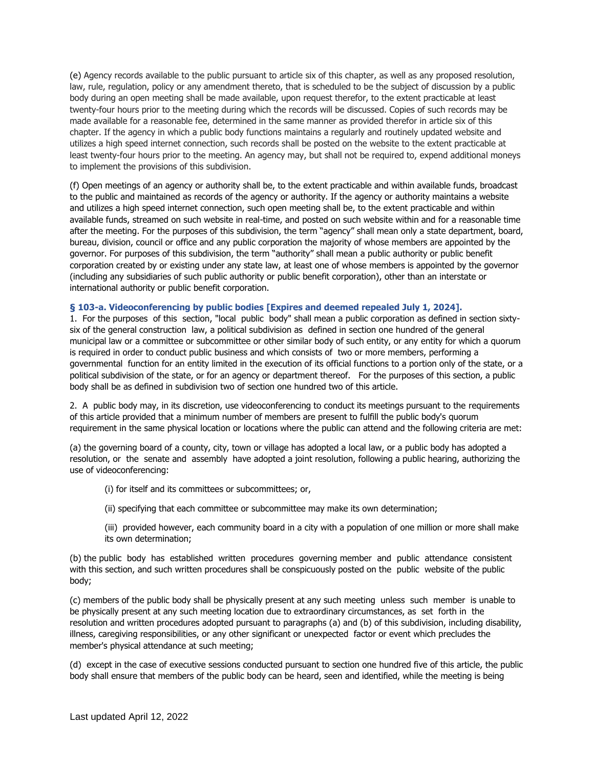(e) Agency records available to the public pursuant to article six of this chapter, as well as any proposed resolution, law, rule, regulation, policy or any amendment thereto, that is scheduled to be the subject of discussion by a public body during an open meeting shall be made available, upon request therefor, to the extent practicable at least twenty-four hours prior to the meeting during which the records will be discussed. Copies of such records may be made available for a reasonable fee, determined in the same manner as provided therefor in article six of this chapter. If the agency in which a public body functions maintains a regularly and routinely updated website and utilizes a high speed internet connection, such records shall be posted on the website to the extent practicable at least twenty-four hours prior to the meeting. An agency may, but shall not be required to, expend additional moneys to implement the provisions of this subdivision.

(f) Open meetings of an agency or authority shall be, to the extent practicable and within available funds, broadcast to the public and maintained as records of the agency or authority. If the agency or authority maintains a website and utilizes a high speed internet connection, such open meeting shall be, to the extent practicable and within available funds, streamed on such website in real-time, and posted on such website within and for a reasonable time after the meeting. For the purposes of this subdivision, the term "agency" shall mean only a state department, board, bureau, division, council or office and any public corporation the majority of whose members are appointed by the governor. For purposes of this subdivision, the term "authority" shall mean a public authority or public benefit corporation created by or existing under any state law, at least one of whose members is appointed by the governor (including any subsidiaries of such public authority or public benefit corporation), other than an interstate or international authority or public benefit corporation.

**§ 103-a. Videoconferencing by public bodies [Expires and deemed repealed July 1, 2024].**

1. For the purposes of this section, "local public body" shall mean a public corporation as defined in section sixty-six of the general construction law, a political subdivision as defined in section one hundred of the general municipal law or a committee or subcommittee or other similar body of such entity, or any entity for which a quorum is required in order to conduct public business and which consists of two or more members, performing a governmental function for an entity limited in the execution of its official functions to a portion only of the state, or a political subdivision of the state, or for an agency or department thereof. For the purposes of this section, a public body shall be as defined in subdivision two of section one hundred two of this article.

2. A public body may, in its discretion, use videoconferencing to conduct its meetings pursuant to the requirements of this article provided that a minimum number of members are present to fulfill the public body's quorum requirement in the same physical location or locations where the public can attend and the following criteria are met:

(a) the governing board of a county, city, town or village has adopted a local law, or a public body has adopted a resolution, or the senate and assembly have adopted a joint resolution, following a public hearing, authorizing the use of videoconferencing:

(i) for itself and its committees or subcommittees; or,

(ii) specifying that each committee or subcommittee may make its own determination;

(iii) provided however, each community board in a city with a population of one million or more shall make its own determination;

(b) the public body has established written procedures governing member and public attendance consistent with this section, and such written procedures shall be conspicuously posted on the public website of the public body;

(c) members of the public body shall be physically present at any such meeting unless such member is unable to be physically present at any such meeting location due to extraordinary circumstances, as set forth in the resolution and written procedures adopted pursuant to paragraphs (a) and (b) of this subdivision, including disability, illness, caregiving responsibilities, or any other significant or unexpected factor or event which precludes the member's physical attendance at such meeting;

(d) except in the case of executive sessions conducted pursuant to section one hundred five of this article, the public body shall ensure that members of the public body can be heard, seen and identified, while the meeting is being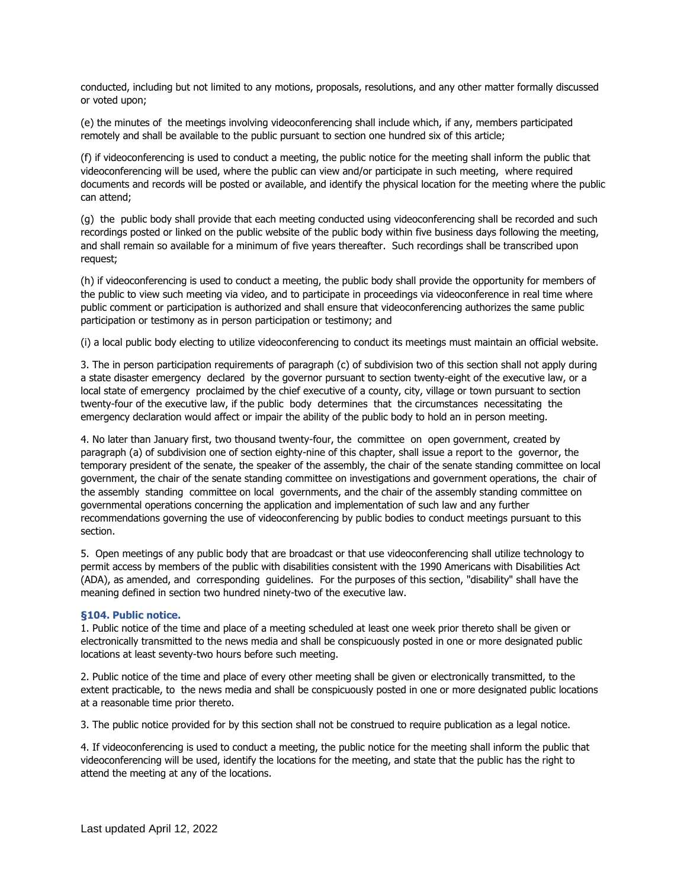conducted, including but not limited to any motions, proposals, resolutions, and any other matter formally discussed or voted upon;

(e) the minutes of the meetings involving videoconferencing shall include which, if any, members participated remotely and shall be available to the public pursuant to section one hundred six of this article;

(f) if videoconferencing is used to conduct a meeting, the public notice for the meeting shall inform the public that videoconferencing will be used, where the public can view and/or participate in such meeting, where required documents and records will be posted or available, and identify the physical location for the meeting where the public can attend;

(g) the public body shall provide that each meeting conducted using videoconferencing shall be recorded and such recordings posted or linked on the public website of the public body within five business days following the meeting, and shall remain so available for a minimum of five years thereafter. Such recordings shall be transcribed upon request;

(h) if videoconferencing is used to conduct a meeting, the public body shall provide the opportunity for members of the public to view such meeting via video, and to participate in proceedings via videoconference in real time where public comment or participation is authorized and shall ensure that videoconferencing authorizes the same public participation or testimony as in person participation or testimony; and

(i) a local public body electing to utilize videoconferencing to conduct its meetings must maintain an official website.

3. The in person participation requirements of paragraph (c) of subdivision two of this section shall not apply during a state disaster emergency declared by the governor pursuant to section twenty-eight of the executive law, or a local state of emergency proclaimed by the chief executive of a county, city, village or town pursuant to section twenty-four of the executive law, if the public body determines that the circumstances necessitating the emergency declaration would affect or impair the ability of the public body to hold an in person meeting.

4. No later than January first, two thousand twenty-four, the committee on open government, created by paragraph (a) of subdivision one of section eighty-nine of this chapter, shall issue a report to the governor, the temporary president of the senate, the speaker of the assembly, the chair of the senate standing committee on local government, the chair of the senate standing committee on investigations and government operations, the chair of the assembly standing committee on local governments, and the chair of the assembly standing committee on governmental operations concerning the application and implementation of such law and any further recommendations governing the use of videoconferencing by public bodies to conduct meetings pursuant to this section.

5. Open meetings of any public body that are broadcast or that use videoconferencing shall utilize technology to permit access by members of the public with disabilities consistent with the 1990 Americans with Disabilities Act (ADA), as amended, and corresponding guidelines. For the purposes of this section, "disability" shall have the meaning defined in section two hundred ninety-two of the executive law.

### §104. Public notice.

1. Public notice of the time and place of a meeting scheduled at least one week prior thereto shall be given or electronically transmitted to the news media and shall be conspicuously posted in one or more designated public locations at least seventy-two hours before such meeting.

2. Public notice of the time and place of every other meeting shall be given or electronically transmitted, to the extent practicable, to the news media and shall be conspicuously posted in one or more designated public locations at a reasonable time prior thereto.

3. The public notice provided for by this section shall not be construed to require publication as a legal notice.

4. If videoconferencing is used to conduct a meeting, the public notice for the meeting shall inform the public that videoconferencing will be used, identify the locations for the meeting, and state that the public has the right to attend the meeting at any of the locations.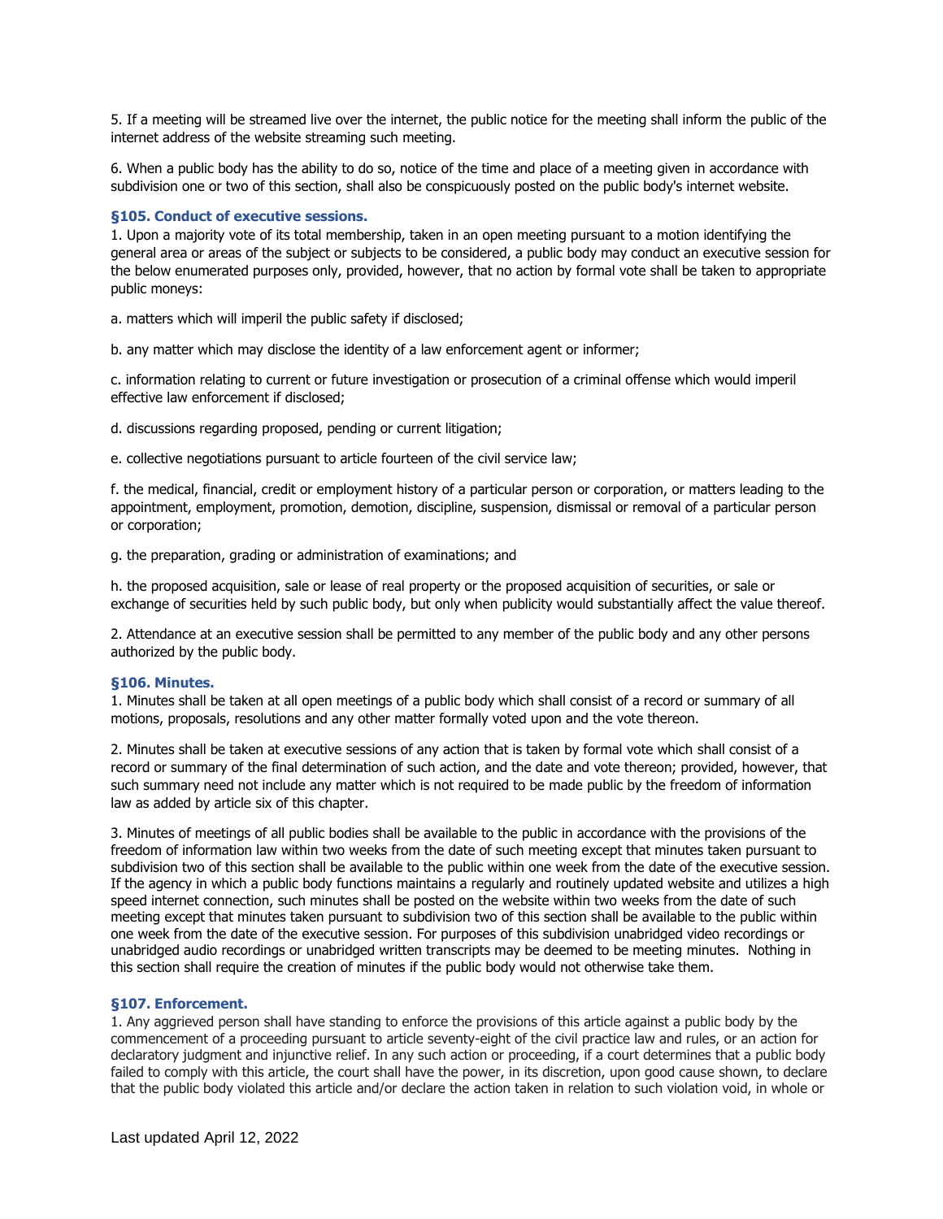5. If a meeting will be streamed live over the internet, the public notice for the meeting shall inform the public of the internet address of the website streaming such meeting.

6. When a public body has the ability to do so, notice of the time and place of a meeting given in accordance with subdivision one or two of this section, shall also be conspicuously posted on the public body's internet website.

### §105. Conduct of executive sessions.

1. Upon a majority vote of its total membership, taken in an open meeting pursuant to a motion identifying the general area or areas of the subject or subjects to be considered, a public body may conduct an executive session for the below enumerated purposes only, provided, however, that no action by formal vote shall be taken to appropriate public moneys:

a. matters which will imperil the public safety if disclosed;

b. any matter which may disclose the identity of a law enforcement agent or informer;

c. information relating to current or future investigation or prosecution of a criminal offense which would imperil effective law enforcement if disclosed;

d. discussions regarding proposed, pending or current litigation;

e. collective negotiations pursuant to article fourteen of the civil service law;

f. the medical, financial, credit or employment history of a particular person or corporation, or matters leading to the appointment, employment, promotion, demotion, discipline, suspension, dismissal or removal of a particular person or corporation;

g. the preparation, grading or administration of examinations; and

h. the proposed acquisition, sale or lease of real property or the proposed acquisition of securities, or sale or exchange of securities held by such public body, but only when publicity would substantially affect the value thereof.

2. Attendance at an executive session shall be permitted to any member of the public body and any other persons authorized by the public body.

### §106. Minutes.

1. Minutes shall be taken at all open meetings of a public body which shall consist of a record or summary of all motions, proposals, resolutions and any other matter formally voted upon and the vote thereon.

2. Minutes shall be taken at executive sessions of any action that is taken by formal vote which shall consist of a record or summary of the final determination of such action, and the date and vote thereon; provided, however, that such summary need not include any matter which is not required to be made public by the freedom of information law as added by article six of this chapter.

3. Minutes of meetings of all public bodies shall be available to the public in accordance with the provisions of the freedom of information law within two weeks from the date of such meeting except that minutes taken pursuant to subdivision two of this section shall be available to the public within one week from the date of the executive session. If the agency in which a public body functions maintains a regularly and routinely updated website and utilizes a high speed internet connection, such minutes shall be posted on the website within two weeks from the date of such meeting except that minutes taken pursuant to subdivision two of this section shall be available to the public within one week from the date of the executive session. For purposes of this subdivision unabridged video recordings or unabridged audio recordings or unabridged written transcripts may be deemed to be meeting minutes. Nothing in this section shall require the creation of minutes if the public body would not otherwise take them.

### §107. Enforcement.

1. Any aggrieved person shall have standing to enforce the provisions of this article against a public body by the commencement of a proceeding pursuant to article seventy-eight of the civil practice law and rules, or an action for declaratory judgment and injunctive relief. In any such action or proceeding, if a court determines that a public body failed to comply with this article, the court shall have the power, in its discretion, upon good cause shown, to declare that the public body violated this article and/or declare the action taken in relation to such violation void, in whole or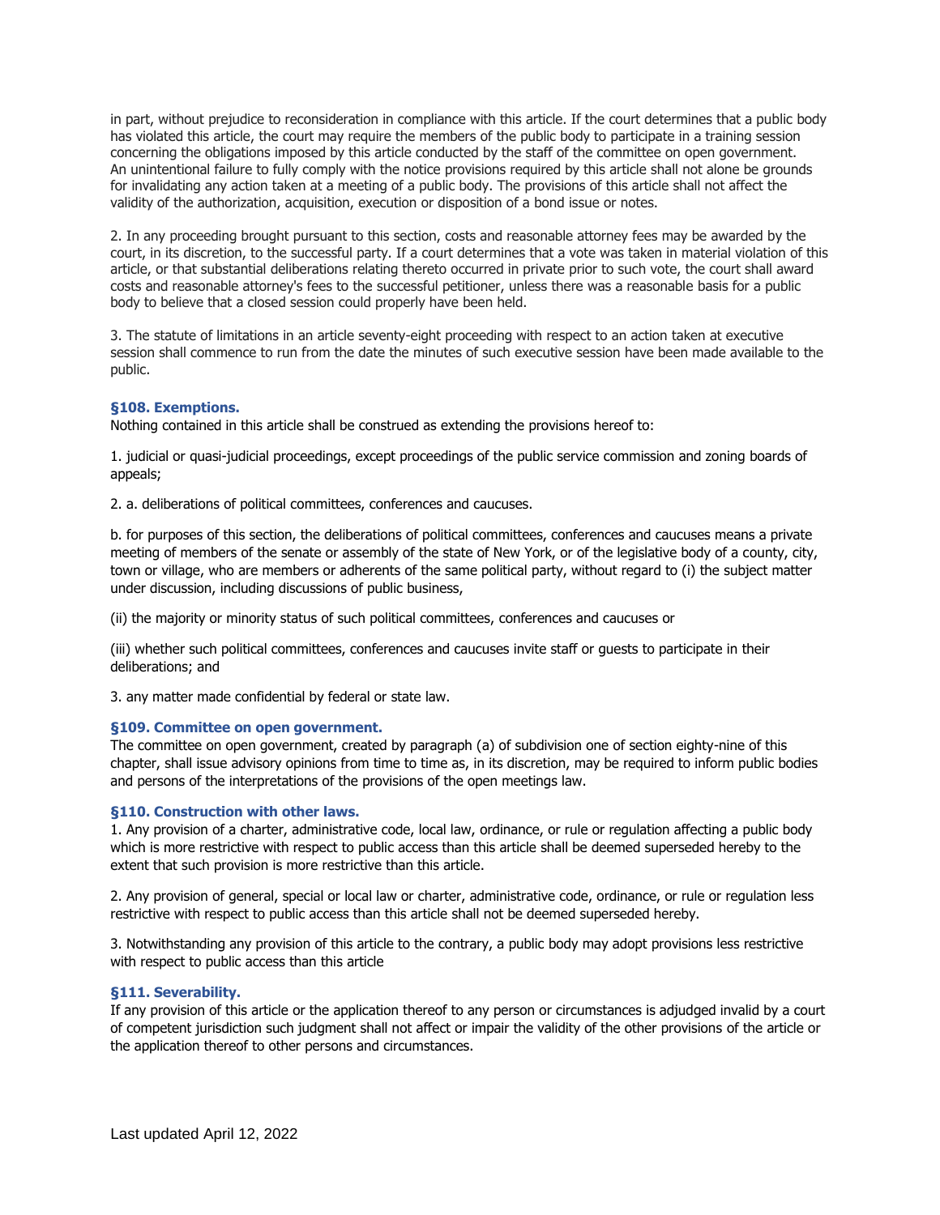in part, without prejudice to reconsideration in compliance with this article. If the court determines that a public body has violated this article, the court may require the members of the public body to participate in a training session concerning the obligations imposed by this article conducted by the staff of the committee on open government. An unintentional failure to fully comply with the notice provisions required by this article shall not alone be grounds for invalidating any action taken at a meeting of a public body. The provisions of this article shall not affect the validity of the authorization, acquisition, execution or disposition of a bond issue or notes.

2. In any proceeding brought pursuant to this section, costs and reasonable attorney fees may be awarded by the court, in its discretion, to the successful party. If a court determines that a vote was taken in material violation of this article, or that substantial deliberations relating thereto occurred in private prior to such vote, the court shall award costs and reasonable attorney's fees to the successful petitioner, unless there was a reasonable basis for a public body to believe that a closed session could properly have been held.

3. The statute of limitations in an article seventy-eight proceeding with respect to an action taken at executive session shall commence to run from the date the minutes of such executive session have been made available to the public.

### §108. Exemptions.

Nothing contained in this article shall be construed as extending the provisions hereof to:

1. judicial or quasi-judicial proceedings, except proceedings of the public service commission and zoning boards of appeals;

2. a. deliberations of political committees, conferences and caucuses.

b. for purposes of this section, the deliberations of political committees, conferences and caucuses means a private meeting of members of the senate or assembly of the state of New York, or of the legislative body of a county, city, town or village, who are members or adherents of the same political party, without regard to (i) the subject matter under discussion, including discussions of public business,

(ii) the majority or minority status of such political committees, conferences and caucuses or

(iii) whether such political committees, conferences and caucuses invite staff or guests to participate in their deliberations; and

3. any matter made confidential by federal or state law.

### §109. Committee on open government.

The committee on open government, created by paragraph (a) of subdivision one of section eighty-nine of this chapter, shall issue advisory opinions from time to time as, in its discretion, may be required to inform public bodies and persons of the interpretations of the provisions of the open meetings law.

### §110. Construction with other laws.

1. Any provision of a charter, administrative code, local law, ordinance, or rule or regulation affecting a public body which is more restrictive with respect to public access than this article shall be deemed superseded hereby to the extent that such provision is more restrictive than this article.

2. Any provision of general, special or local law or charter, administrative code, ordinance, or rule or regulation less restrictive with respect to public access than this article shall not be deemed superseded hereby.

3. Notwithstanding any provision of this article to the contrary, a public body may adopt provisions less restrictive with respect to public access than this article

### §111. Severability.

If any provision of this article or the application thereof to any person or circumstances is adjudged invalid by a court of competent jurisdiction such judgment shall not affect or impair the validity of the other provisions of the article or the application thereof to other persons and circumstances.

Last updated April 12, 2022